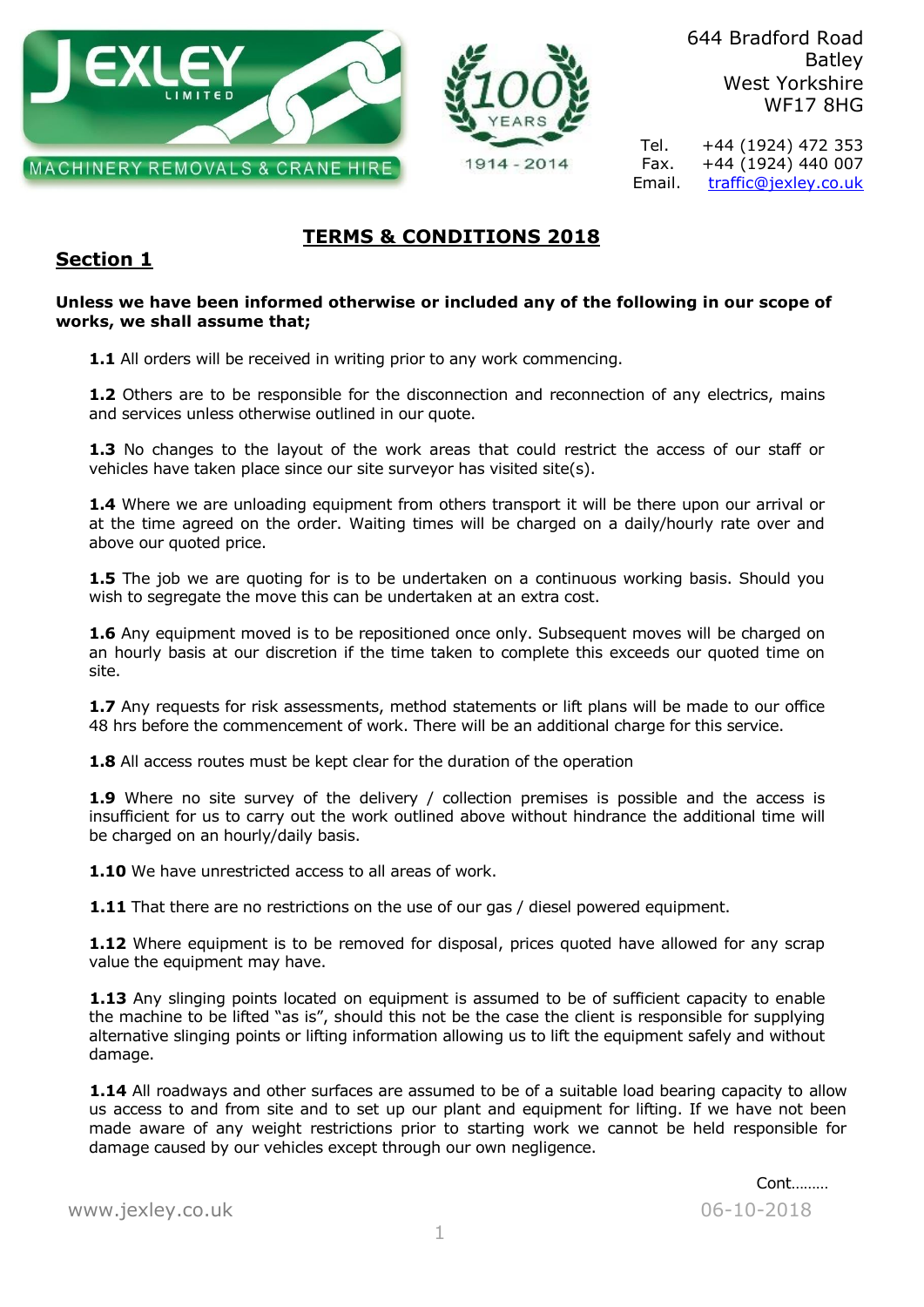644 Bradford Road
Batley
West Yorkshire
WF17 8HG

Tel. +44 (1924) 472 353
Fax. +44 (1924) 440 007
Email. traffic@jexley.co.uk

# TERMS & CONDITIONS 2018

## Section 1

**Unless we have been informed otherwise or included any of the following in our scope of works, we shall assume that;**

**1.1** All orders will be received in writing prior to any work commencing.

**1.2** Others are to be responsible for the disconnection and reconnection of any electrics, mains and services unless otherwise outlined in our quote.

**1.3** No changes to the layout of the work areas that could restrict the access of our staff or vehicles have taken place since our site surveyor has visited site(s).

**1.4** Where we are unloading equipment from others transport it will be there upon our arrival or at the time agreed on the order. Waiting times will be charged on a daily/hourly rate over and above our quoted price.

**1.5** The job we are quoting for is to be undertaken on a continuous working basis. Should you wish to segregate the move this can be undertaken at an extra cost.

**1.6** Any equipment moved is to be repositioned once only. Subsequent moves will be charged on an hourly basis at our discretion if the time taken to complete this exceeds our quoted time on site.

**1.7** Any requests for risk assessments, method statements or lift plans will be made to our office 48 hrs before the commencement of work. There will be an additional charge for this service.

**1.8** All access routes must be kept clear for the duration of the operation

**1.9** Where no site survey of the delivery / collection premises is possible and the access is insufficient for us to carry out the work outlined above without hindrance the additional time will be charged on an hourly/daily basis.

**1.10** We have unrestricted access to all areas of work.

**1.11** That there are no restrictions on the use of our gas / diesel powered equipment.

**1.12** Where equipment is to be removed for disposal, prices quoted have allowed for any scrap value the equipment may have.

**1.13** Any slinging points located on equipment is assumed to be of sufficient capacity to enable the machine to be lifted "as is", should this not be the case the client is responsible for supplying alternative slinging points or lifting information allowing us to lift the equipment safely and without damage.

**1.14** All roadways and other surfaces are assumed to be of a suitable load bearing capacity to allow us access to and from site and to set up our plant and equipment for lifting. If we have not been made aware of any weight restrictions prior to starting work we cannot be held responsible for damage caused by our vehicles except through our own negligence.

Cont………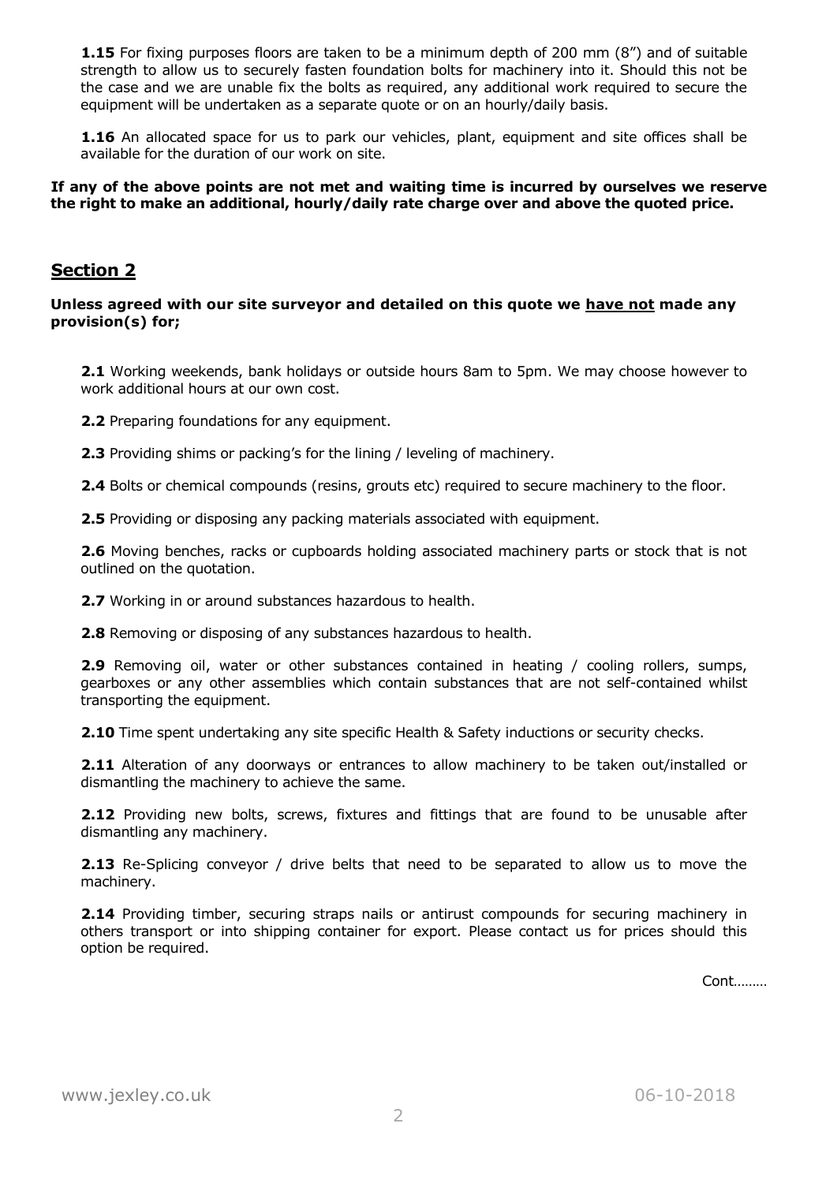**1.15** For fixing purposes floors are taken to be a minimum depth of 200 mm (8") and of suitable strength to allow us to securely fasten foundation bolts for machinery into it. Should this not be the case and we are unable fix the bolts as required, any additional work required to secure the equipment will be undertaken as a separate quote or on an hourly/daily basis.

**1.16** An allocated space for us to park our vehicles, plant, equipment and site offices shall be available for the duration of our work on site.

**If any of the above points are not met and waiting time is incurred by ourselves we reserve the right to make an additional, hourly/daily rate charge over and above the quoted price.**

## Section 2

**Unless agreed with our site surveyor and detailed on this quote we have not made any provision(s) for;**

**2.1** Working weekends, bank holidays or outside hours 8am to 5pm. We may choose however to work additional hours at our own cost.

**2.2** Preparing foundations for any equipment.

**2.3** Providing shims or packing's for the lining / leveling of machinery.

**2.4** Bolts or chemical compounds (resins, grouts etc) required to secure machinery to the floor.

**2.5** Providing or disposing any packing materials associated with equipment.

**2.6** Moving benches, racks or cupboards holding associated machinery parts or stock that is not outlined on the quotation.

**2.7** Working in or around substances hazardous to health.

**2.8** Removing or disposing of any substances hazardous to health.

**2.9** Removing oil, water or other substances contained in heating / cooling rollers, sumps, gearboxes or any other assemblies which contain substances that are not self-contained whilst transporting the equipment.

**2.10** Time spent undertaking any site specific Health & Safety inductions or security checks.

**2.11** Alteration of any doorways or entrances to allow machinery to be taken out/installed or dismantling the machinery to achieve the same.

**2.12** Providing new bolts, screws, fixtures and fittings that are found to be unusable after dismantling any machinery.

**2.13** Re-Splicing conveyor / drive belts that need to be separated to allow us to move the machinery.

**2.14** Providing timber, securing straps nails or antirust compounds for securing machinery in others transport or into shipping container for export. Please contact us for prices should this option be required.

Cont………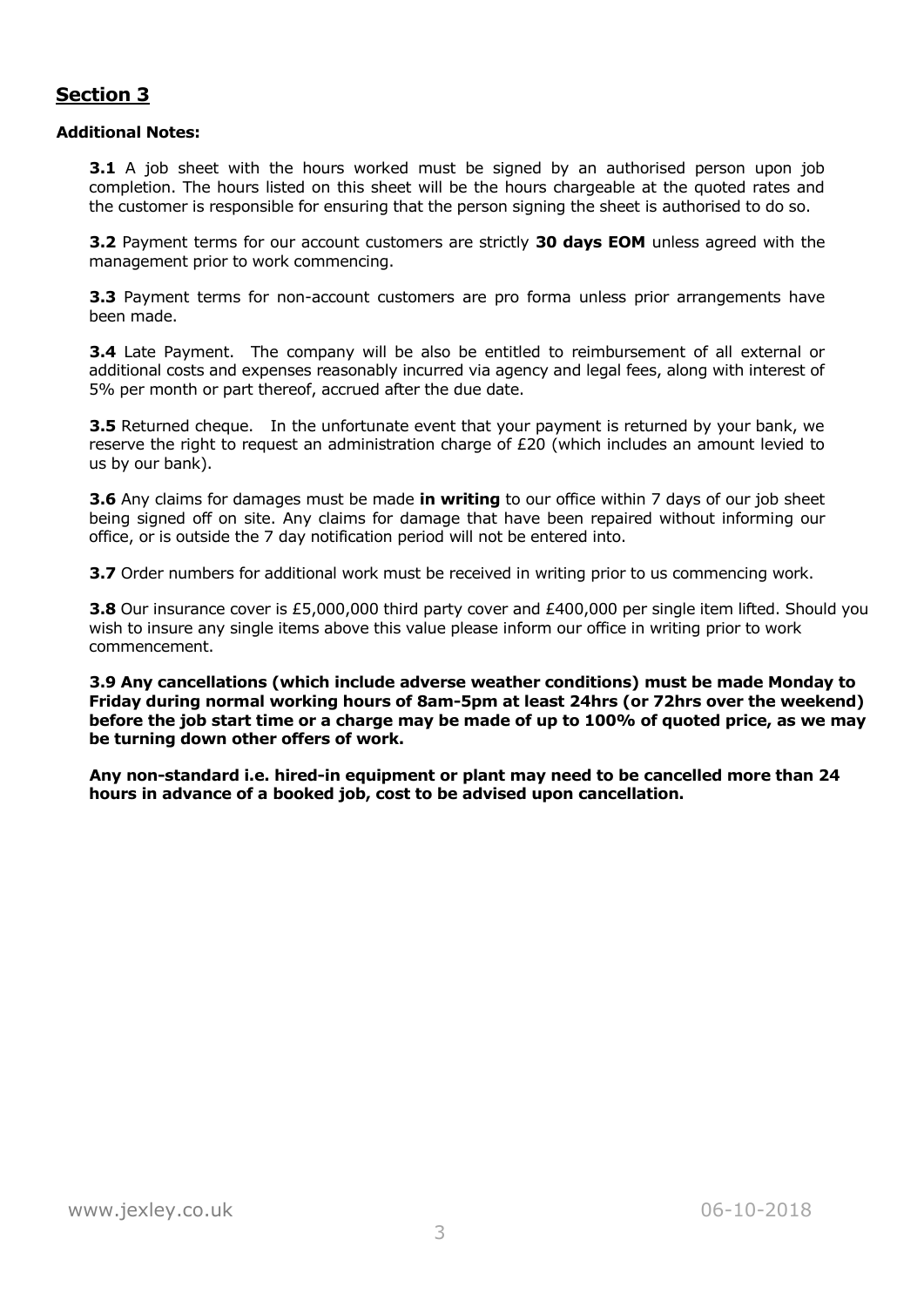## Section 3

**Additional Notes:**

**3.1** A job sheet with the hours worked must be signed by an authorised person upon job completion. The hours listed on this sheet will be the hours chargeable at the quoted rates and the customer is responsible for ensuring that the person signing the sheet is authorised to do so.

**3.2** Payment terms for our account customers are strictly **30 days EOM** unless agreed with the management prior to work commencing.

**3.3** Payment terms for non-account customers are pro forma unless prior arrangements have been made.

**3.4** Late Payment. The company will be also be entitled to reimbursement of all external or additional costs and expenses reasonably incurred via agency and legal fees, along with interest of 5% per month or part thereof, accrued after the due date.

**3.5** Returned cheque. In the unfortunate event that your payment is returned by your bank, we reserve the right to request an administration charge of £20 (which includes an amount levied to us by our bank).

**3.6** Any claims for damages must be made **in writing** to our office within 7 days of our job sheet being signed off on site. Any claims for damage that have been repaired without informing our office, or is outside the 7 day notification period will not be entered into.

**3.7** Order numbers for additional work must be received in writing prior to us commencing work.

**3.8** Our insurance cover is £5,000,000 third party cover and £400,000 per single item lifted. Should you wish to insure any single items above this value please inform our office in writing prior to work commencement.

**3.9 Any cancellations (which include adverse weather conditions) must be made Monday to Friday during normal working hours of 8am-5pm at least 24hrs (or 72hrs over the weekend) before the job start time or a charge may be made of up to 100% of quoted price, as we may be turning down other offers of work.**

**Any non-standard i.e. hired-in equipment or plant may need to be cancelled more than 24 hours in advance of a booked job, cost to be advised upon cancellation.**